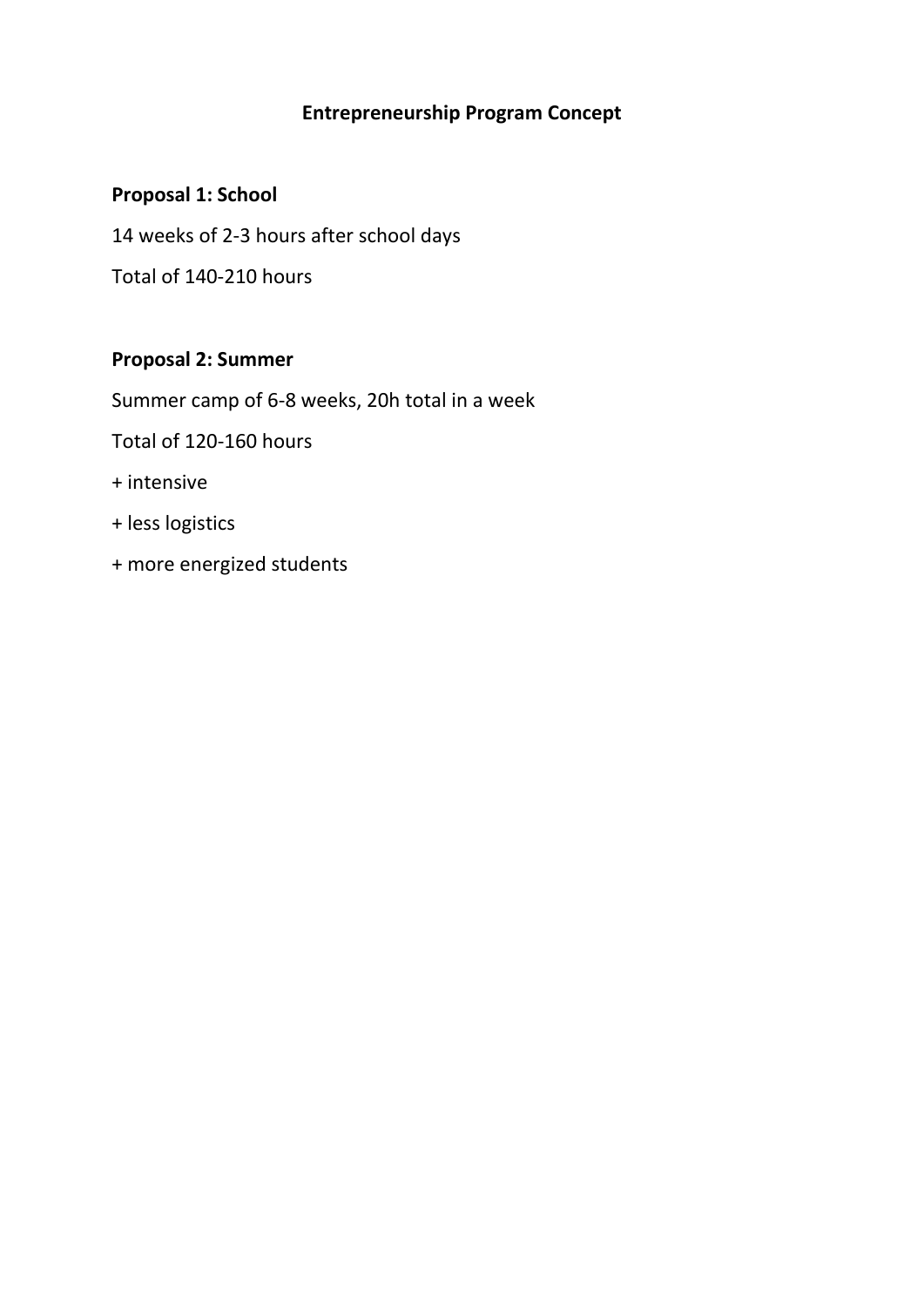# Entrepreneurship Program Concept

## Proposal 1: School

14 weeks of 2-3 hours after school days

Total of 140-210 hours

## Proposal 2: Summer

Summer camp of 6-8 weeks, 20h total in a week

Total of 120-160 hours

+ intensive

+ less logistics

+ more energized students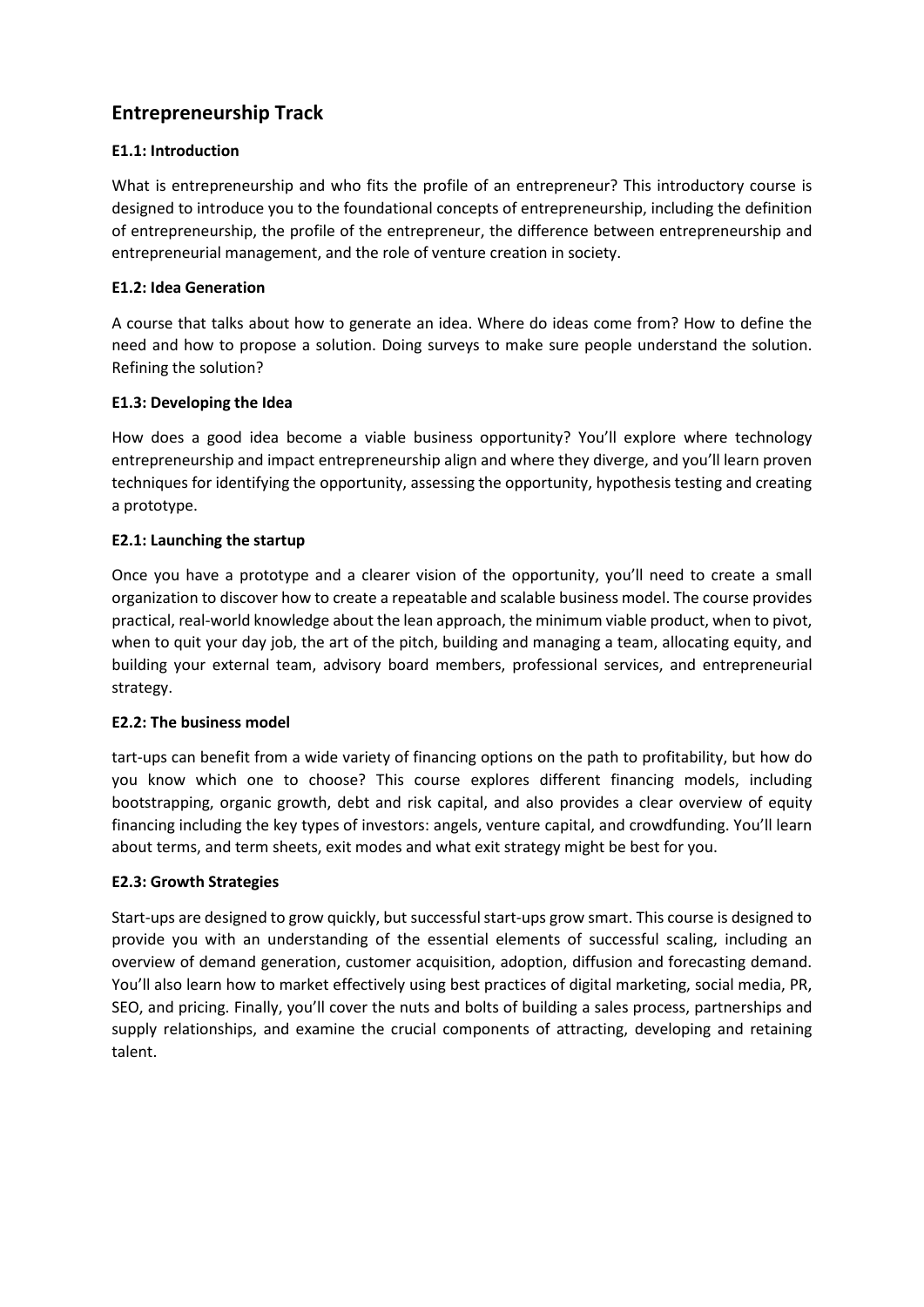## Entrepreneurship Track

### E1.1: Introduction

What is entrepreneurship and who fits the profile of an entrepreneur? This introductory course is designed to introduce you to the foundational concepts of entrepreneurship, including the definition of entrepreneurship, the profile of the entrepreneur, the difference between entrepreneurship and entrepreneurial management, and the role of venture creation in society.

### E1.2: Idea Generation

A course that talks about how to generate an idea. Where do ideas come from? How to define the need and how to propose a solution. Doing surveys to make sure people understand the solution. Refining the solution?

### E1.3: Developing the Idea

How does a good idea become a viable business opportunity? You'll explore where technology entrepreneurship and impact entrepreneurship align and where they diverge, and you'll learn proven techniques for identifying the opportunity, assessing the opportunity, hypothesis testing and creating a prototype.

### E2.1: Launching the startup

Once you have a prototype and a clearer vision of the opportunity, you'll need to create a small organization to discover how to create a repeatable and scalable business model. The course provides practical, real-world knowledge about the lean approach, the minimum viable product, when to pivot, when to quit your day job, the art of the pitch, building and managing a team, allocating equity, and building your external team, advisory board members, professional services, and entrepreneurial strategy.

### E2.2: The business model

tart-ups can benefit from a wide variety of financing options on the path to profitability, but how do you know which one to choose? This course explores different financing models, including bootstrapping, organic growth, debt and risk capital, and also provides a clear overview of equity financing including the key types of investors: angels, venture capital, and crowdfunding. You'll learn about terms, and term sheets, exit modes and what exit strategy might be best for you.

### E2.3: Growth Strategies

Start-ups are designed to grow quickly, but successful start-ups grow smart. This course is designed to provide you with an understanding of the essential elements of successful scaling, including an overview of demand generation, customer acquisition, adoption, diffusion and forecasting demand. You'll also learn how to market effectively using best practices of digital marketing, social media, PR, SEO, and pricing. Finally, you'll cover the nuts and bolts of building a sales process, partnerships and supply relationships, and examine the crucial components of attracting, developing and retaining talent.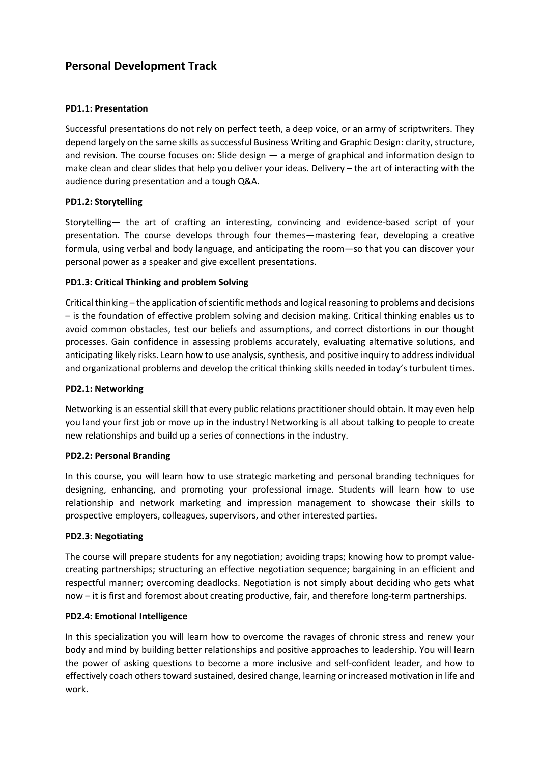## Personal Development Track

### PD1.1: Presentation

Successful presentations do not rely on perfect teeth, a deep voice, or an army of scriptwriters. They depend largely on the same skills as successful Business Writing and Graphic Design: clarity, structure, and revision. The course focuses on: Slide design — a merge of graphical and information design to make clean and clear slides that help you deliver your ideas. Delivery – the art of interacting with the audience during presentation and a tough Q&A.

### PD1.2: Storytelling

Storytelling— the art of crafting an interesting, convincing and evidence-based script of your presentation. The course develops through four themes—mastering fear, developing a creative formula, using verbal and body language, and anticipating the room—so that you can discover your personal power as a speaker and give excellent presentations.

### PD1.3: Critical Thinking and problem Solving

Critical thinking – the application of scientific methods and logical reasoning to problems and decisions – is the foundation of effective problem solving and decision making. Critical thinking enables us to avoid common obstacles, test our beliefs and assumptions, and correct distortions in our thought processes. Gain confidence in assessing problems accurately, evaluating alternative solutions, and anticipating likely risks. Learn how to use analysis, synthesis, and positive inquiry to address individual and organizational problems and develop the critical thinking skills needed in today's turbulent times.

### PD2.1: Networking

Networking is an essential skill that every public relations practitioner should obtain. It may even help you land your first job or move up in the industry! Networking is all about talking to people to create new relationships and build up a series of connections in the industry.

### PD2.2: Personal Branding

In this course, you will learn how to use strategic marketing and personal branding techniques for designing, enhancing, and promoting your professional image. Students will learn how to use relationship and network marketing and impression management to showcase their skills to prospective employers, colleagues, supervisors, and other interested parties.

### PD2.3: Negotiating

The course will prepare students for any negotiation; avoiding traps; knowing how to prompt value-creating partnerships; structuring an effective negotiation sequence; bargaining in an efficient and respectful manner; overcoming deadlocks. Negotiation is not simply about deciding who gets what now – it is first and foremost about creating productive, fair, and therefore long-term partnerships.

### PD2.4: Emotional Intelligence

In this specialization you will learn how to overcome the ravages of chronic stress and renew your body and mind by building better relationships and positive approaches to leadership. You will learn the power of asking questions to become a more inclusive and self-confident leader, and how to effectively coach others toward sustained, desired change, learning or increased motivation in life and work.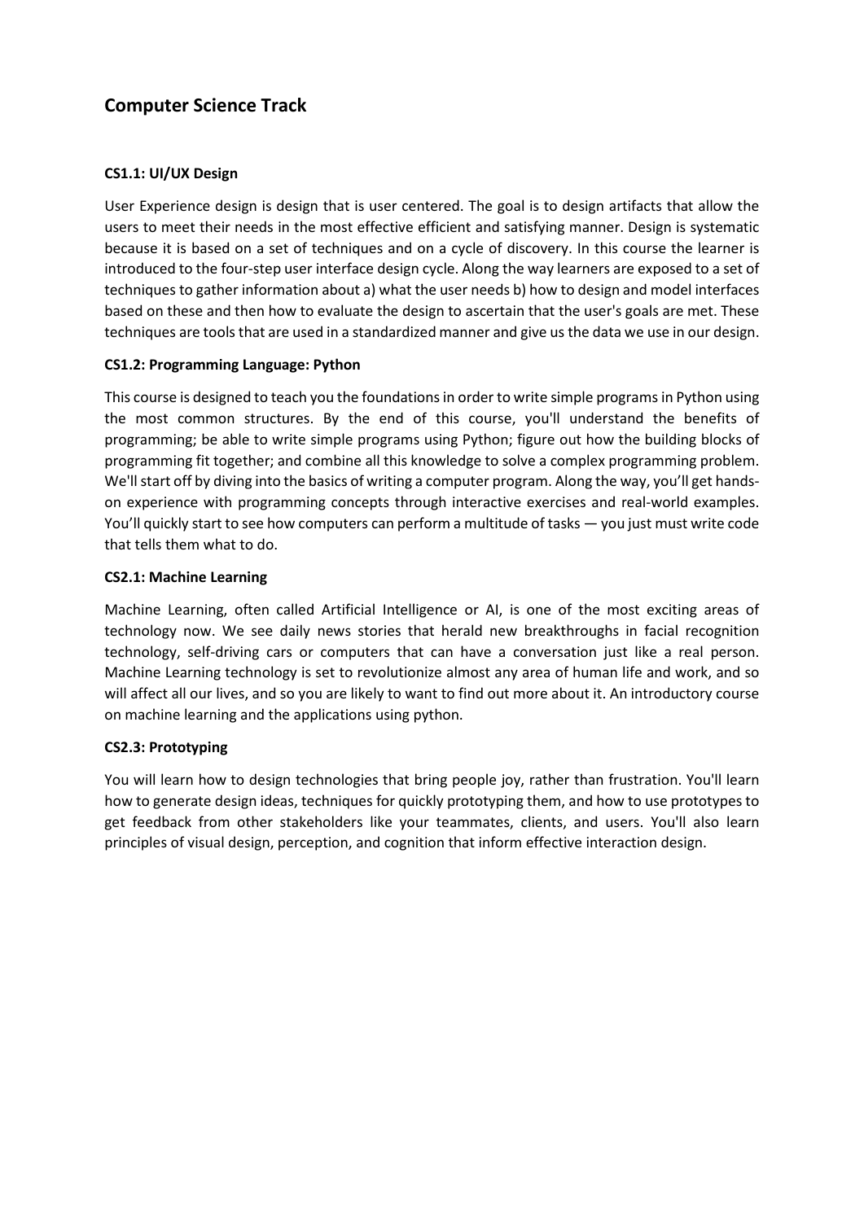## Computer Science Track

### CS1.1: UI/UX Design

User Experience design is design that is user centered. The goal is to design artifacts that allow the users to meet their needs in the most effective efficient and satisfying manner. Design is systematic because it is based on a set of techniques and on a cycle of discovery. In this course the learner is introduced to the four-step user interface design cycle. Along the way learners are exposed to a set of techniques to gather information about a) what the user needs b) how to design and model interfaces based on these and then how to evaluate the design to ascertain that the user's goals are met. These techniques are tools that are used in a standardized manner and give us the data we use in our design.

### CS1.2: Programming Language: Python

This course is designed to teach you the foundations in order to write simple programs in Python using the most common structures. By the end of this course, you'll understand the benefits of programming; be able to write simple programs using Python; figure out how the building blocks of programming fit together; and combine all this knowledge to solve a complex programming problem. We'll start off by diving into the basics of writing a computer program. Along the way, you'll get hands-on experience with programming concepts through interactive exercises and real-world examples. You'll quickly start to see how computers can perform a multitude of tasks — you just must write code that tells them what to do.

### CS2.1: Machine Learning

Machine Learning, often called Artificial Intelligence or AI, is one of the most exciting areas of technology now. We see daily news stories that herald new breakthroughs in facial recognition technology, self-driving cars or computers that can have a conversation just like a real person. Machine Learning technology is set to revolutionize almost any area of human life and work, and so will affect all our lives, and so you are likely to want to find out more about it. An introductory course on machine learning and the applications using python.

### CS2.3: Prototyping

You will learn how to design technologies that bring people joy, rather than frustration. You'll learn how to generate design ideas, techniques for quickly prototyping them, and how to use prototypes to get feedback from other stakeholders like your teammates, clients, and users. You'll also learn principles of visual design, perception, and cognition that inform effective interaction design.